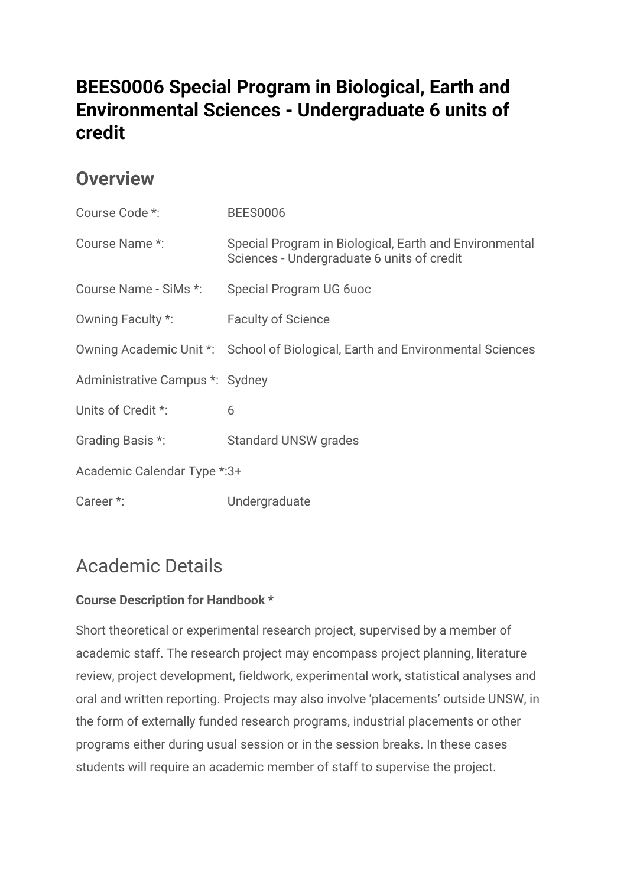# BEES0006 Special Program in Biological, Earth and Environmental Sciences - Undergraduate 6 units of credit

## Overview

| | |
|---|---|
| Course Code *: | BEES0006 |
| Course Name *: | Special Program in Biological, Earth and Environmental Sciences - Undergraduate 6 units of credit |
| Course Name - SiMs *: | Special Program UG 6uoc |
| Owning Faculty *: | Faculty of Science |
| Owning Academic Unit *: | School of Biological, Earth and Environmental Sciences |
| Administrative Campus *: | Sydney |
| Units of Credit *: | 6 |
| Grading Basis *: | Standard UNSW grades |
| Academic Calendar Type *: | 3+ |
| Career *: | Undergraduate |

## Academic Details

**Course Description for Handbook ***

Short theoretical or experimental research project, supervised by a member of academic staff. The research project may encompass project planning, literature review, project development, fieldwork, experimental work, statistical analyses and oral and written reporting. Projects may also involve 'placements' outside UNSW, in the form of externally funded research programs, industrial placements or other programs either during usual session or in the session breaks. In these cases students will require an academic member of staff to supervise the project.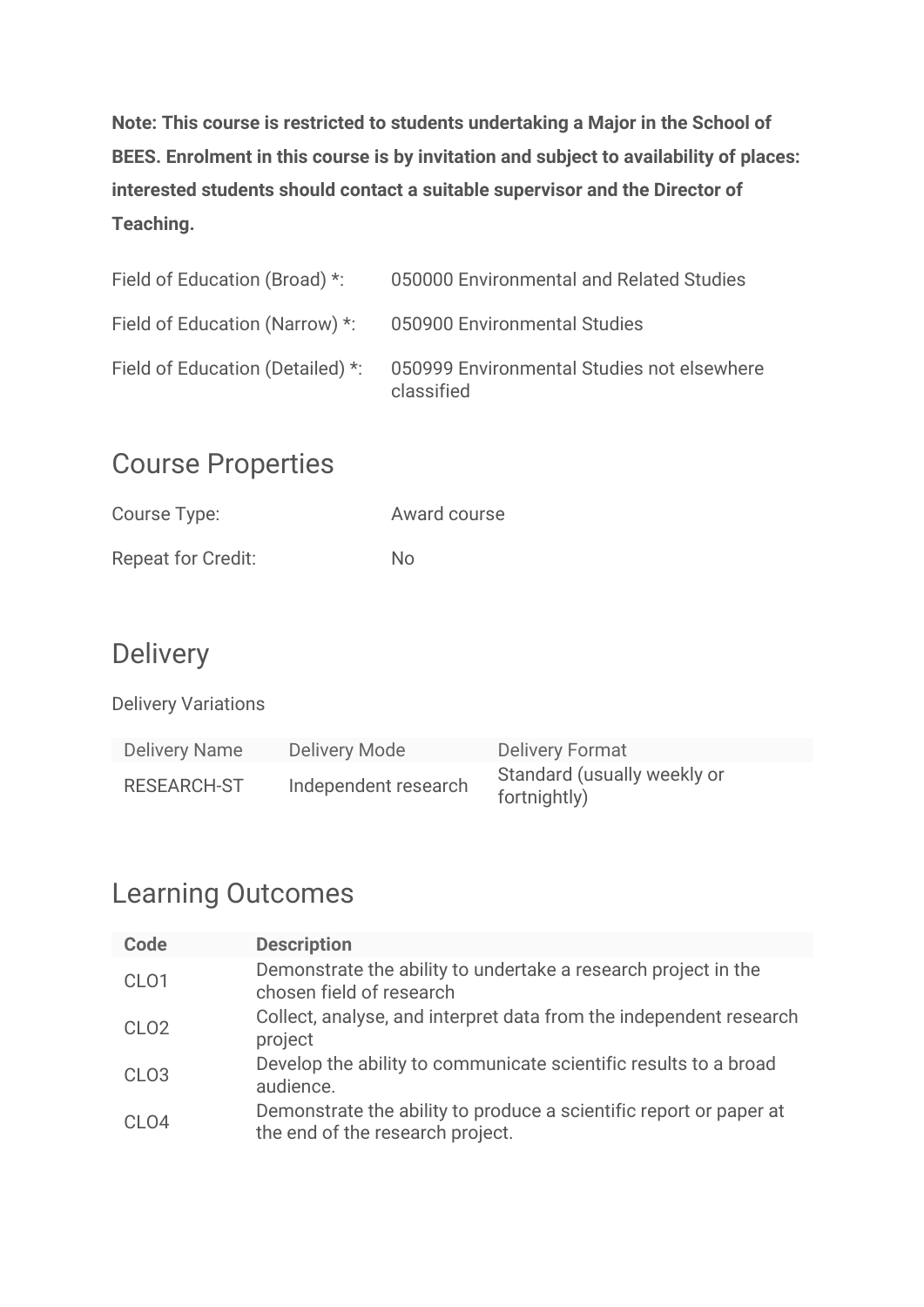**Note: This course is restricted to students undertaking a Major in the School of BEES. Enrolment in this course is by invitation and subject to availability of places: interested students should contact a suitable supervisor and the Director of Teaching.**

| | |
|---|---|
| Field of Education (Broad) *: | 050000 Environmental and Related Studies |
| Field of Education (Narrow) *: | 050900 Environmental Studies |
| Field of Education (Detailed) *: | 050999 Environmental Studies not elsewhere classified |

## Course Properties

| | |
|---|---|
| Course Type: | Award course |
| Repeat for Credit: | No |

## Delivery

Delivery Variations

| Delivery Name | Delivery Mode | Delivery Format |
|---|---|---|
| RESEARCH-ST | Independent research | Standard (usually weekly or fortnightly) |

## Learning Outcomes

| Code | Description |
|---|---|
| CLO1 | Demonstrate the ability to undertake a research project in the chosen field of research |
| CLO2 | Collect, analyse, and interpret data from the independent research project |
| CLO3 | Develop the ability to communicate scientific results to a broad audience. |
| CLO4 | Demonstrate the ability to produce a scientific report or paper at the end of the research project. |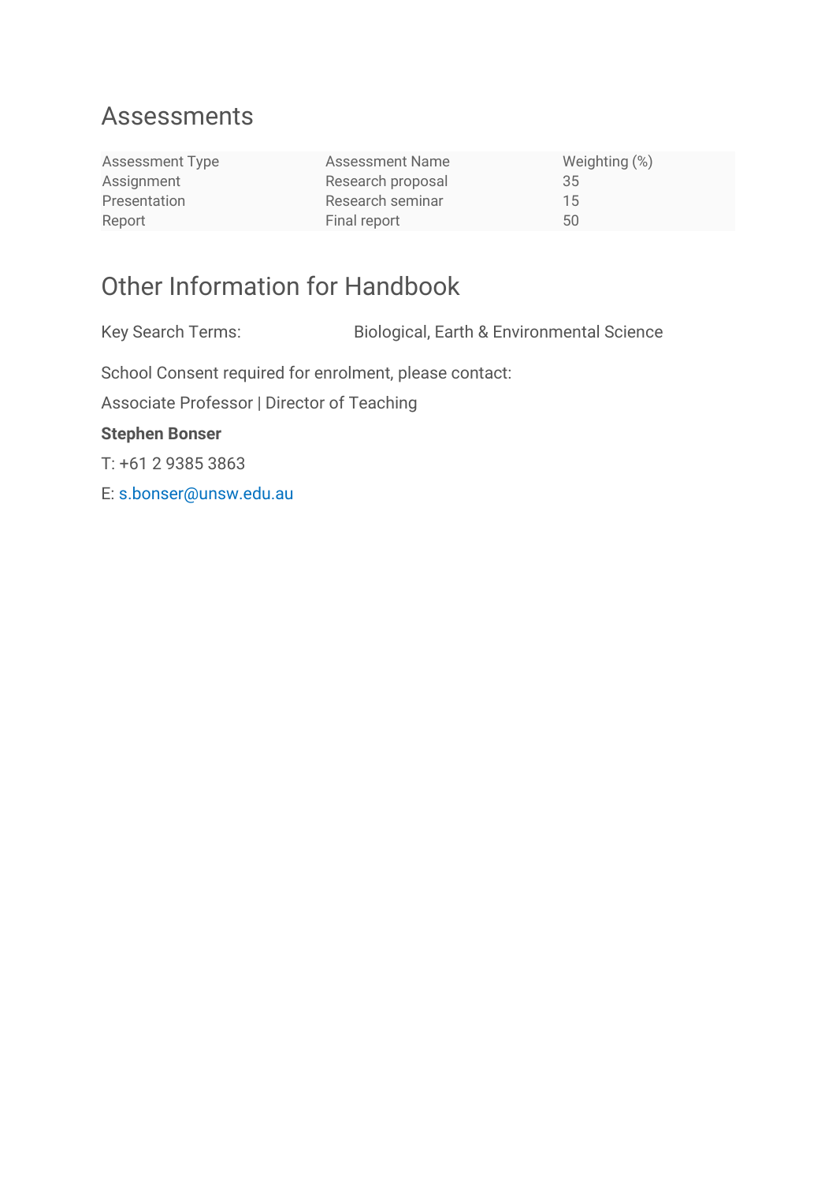## Assessments

| Assessment Type | Assessment Name | Weighting (%) |
|---|---|---|
| Assignment | Research proposal | 35 |
| Presentation | Research seminar | 15 |
| Report | Final report | 50 |

## Other Information for Handbook

Key Search Terms: Biological, Earth & Environmental Science

School Consent required for enrolment, please contact:

Associate Professor | Director of Teaching

**Stephen Bonser**

T: +61 2 9385 3863

E: s.bonser@unsw.edu.au